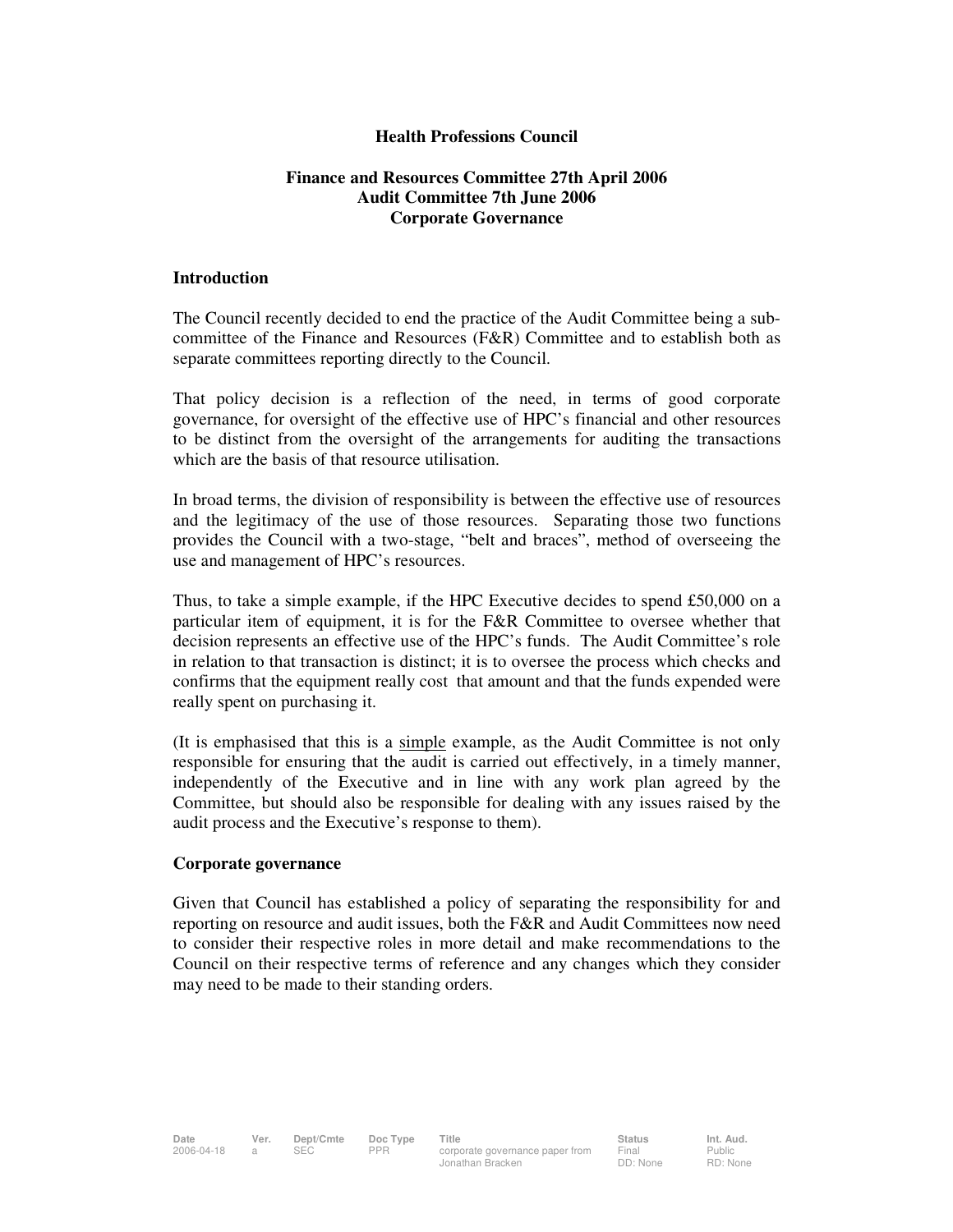**Health Professions Council**

**Finance and Resources Committee 27th April 2006**
**Audit Committee 7th June 2006**
**Corporate Governance**

## Introduction

The Council recently decided to end the practice of the Audit Committee being a sub-committee of the Finance and Resources (F&R) Committee and to establish both as separate committees reporting directly to the Council.

That policy decision is a reflection of the need, in terms of good corporate governance, for oversight of the effective use of HPC's financial and other resources to be distinct from the oversight of the arrangements for auditing the transactions which are the basis of that resource utilisation.

In broad terms, the division of responsibility is between the effective use of resources and the legitimacy of the use of those resources. Separating those two functions provides the Council with a two-stage, "belt and braces", method of overseeing the use and management of HPC's resources.

Thus, to take a simple example, if the HPC Executive decides to spend £50,000 on a particular item of equipment, it is for the F&R Committee to oversee whether that decision represents an effective use of the HPC's funds. The Audit Committee's role in relation to that transaction is distinct; it is to oversee the process which checks and confirms that the equipment really cost that amount and that the funds expended were really spent on purchasing it.

(It is emphasised that this is a <u>simple</u> example, as the Audit Committee is not only responsible for ensuring that the audit is carried out effectively, in a timely manner, independently of the Executive and in line with any work plan agreed by the Committee, but should also be responsible for dealing with any issues raised by the audit process and the Executive's response to them).

## Corporate governance

Given that Council has established a policy of separating the responsibility for and reporting on resource and audit issues, both the F&R and Audit Committees now need to consider their respective roles in more detail and make recommendations to the Council on their respective terms of reference and any changes which they consider may need to be made to their standing orders.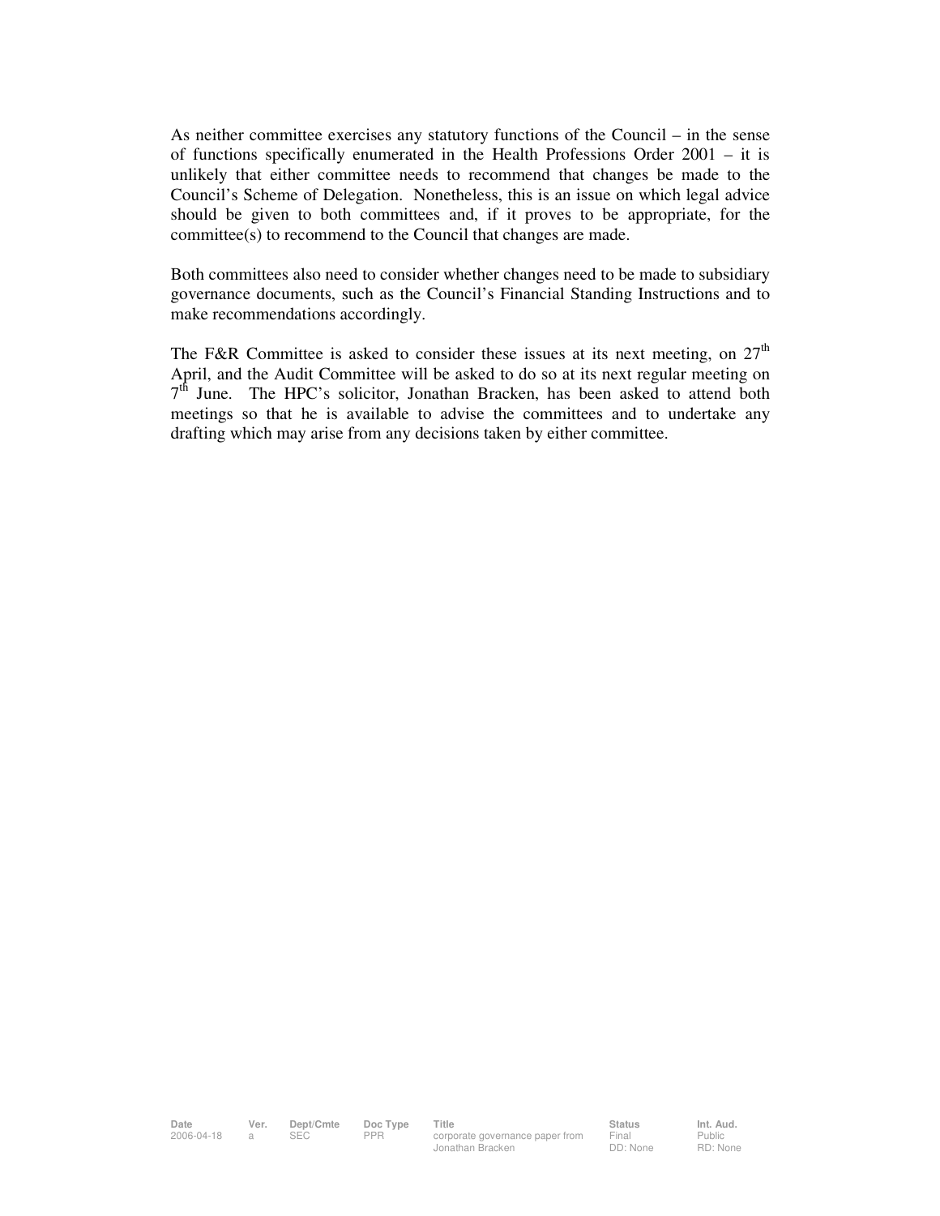As neither committee exercises any statutory functions of the Council – in the sense of functions specifically enumerated in the Health Professions Order 2001 – it is unlikely that either committee needs to recommend that changes be made to the Council's Scheme of Delegation. Nonetheless, this is an issue on which legal advice should be given to both committees and, if it proves to be appropriate, for the committee(s) to recommend to the Council that changes are made.

Both committees also need to consider whether changes need to be made to subsidiary governance documents, such as the Council's Financial Standing Instructions and to make recommendations accordingly.

The F&R Committee is asked to consider these issues at its next meeting, on 27th April, and the Audit Committee will be asked to do so at its next regular meeting on 7th June. The HPC's solicitor, Jonathan Bracken, has been asked to attend both meetings so that he is available to advise the committees and to undertake any drafting which may arise from any decisions taken by either committee.